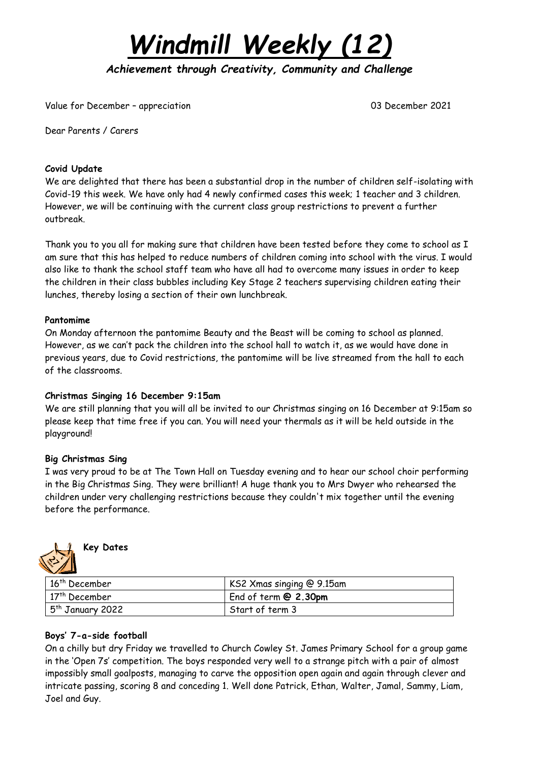# *Windmill Weekly (12)*

***Achievement through Creativity, Community and Challenge***

Value for December – appreciation 03 December 2021

Dear Parents / Carers

**Covid Update**

We are delighted that there has been a substantial drop in the number of children self-isolating with Covid-19 this week. We have only had 4 newly confirmed cases this week; 1 teacher and 3 children. However, we will be continuing with the current class group restrictions to prevent a further outbreak.

Thank you to you all for making sure that children have been tested before they come to school as I am sure that this has helped to reduce numbers of children coming into school with the virus. I would also like to thank the school staff team who have all had to overcome many issues in order to keep the children in their class bubbles including Key Stage 2 teachers supervising children eating their lunches, thereby losing a section of their own lunchbreak.

**Pantomime**

On Monday afternoon the pantomime Beauty and the Beast will be coming to school as planned. However, as we can't pack the children into the school hall to watch it, as we would have done in previous years, due to Covid restrictions, the pantomime will be live streamed from the hall to each of the classrooms.

**Christmas Singing 16 December 9:15am**

We are still planning that you will all be invited to our Christmas singing on 16 December at 9:15am so please keep that time free if you can. You will need your thermals as it will be held outside in the playground!

**Big Christmas Sing**

I was very proud to be at The Town Hall on Tuesday evening and to hear our school choir performing in the Big Christmas Sing. They were brilliant! A huge thank you to Mrs Dwyer who rehearsed the children under very challenging restrictions because they couldn't mix together until the evening before the performance.

**Key Dates**

| | |
|---|---|
| 16th December | KS2 Xmas singing @ 9.15am |
| 17th December | End of term **@ 2.30pm** |
| 5th January 2022 | Start of term 3 |

**Boys' 7-a-side football**

On a chilly but dry Friday we travelled to Church Cowley St. James Primary School for a group game in the 'Open 7s' competition. The boys responded very well to a strange pitch with a pair of almost impossibly small goalposts, managing to carve the opposition open again and again through clever and intricate passing, scoring 8 and conceding 1. Well done Patrick, Ethan, Walter, Jamal, Sammy, Liam, Joel and Guy.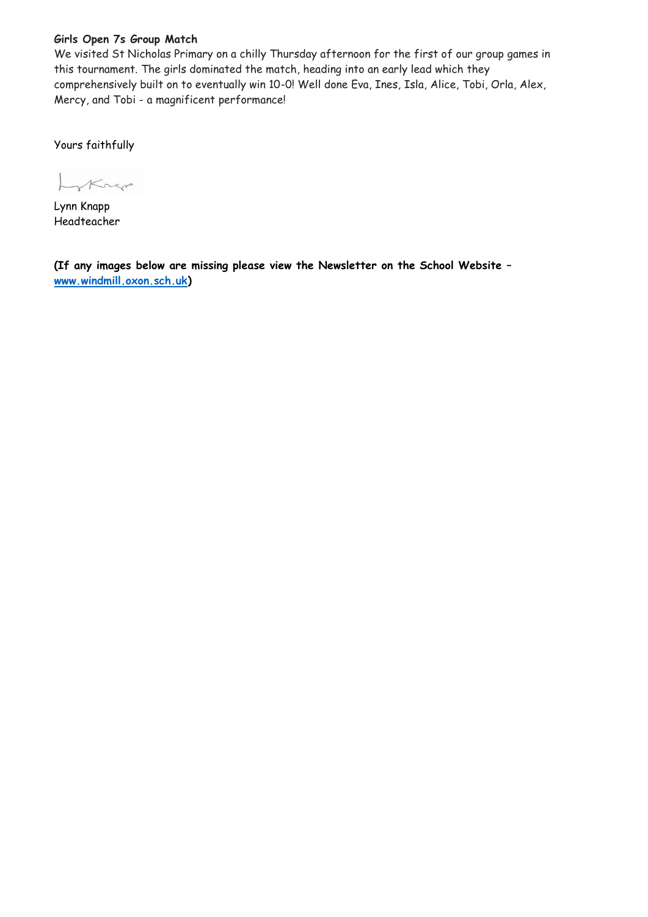**Girls Open 7s Group Match**

We visited St Nicholas Primary on a chilly Thursday afternoon for the first of our group games in this tournament. The girls dominated the match, heading into an early lead which they comprehensively built on to eventually win 10-0! Well done Eva, Ines, Isla, Alice, Tobi, Orla, Alex, Mercy, and Tobi - a magnificent performance!

Yours faithfully

Lynn Knapp
Headteacher

**(If any images below are missing please view the Newsletter on the School Website – [www.windmill.oxon.sch.uk](http://www.windmill.oxon.sch.uk))**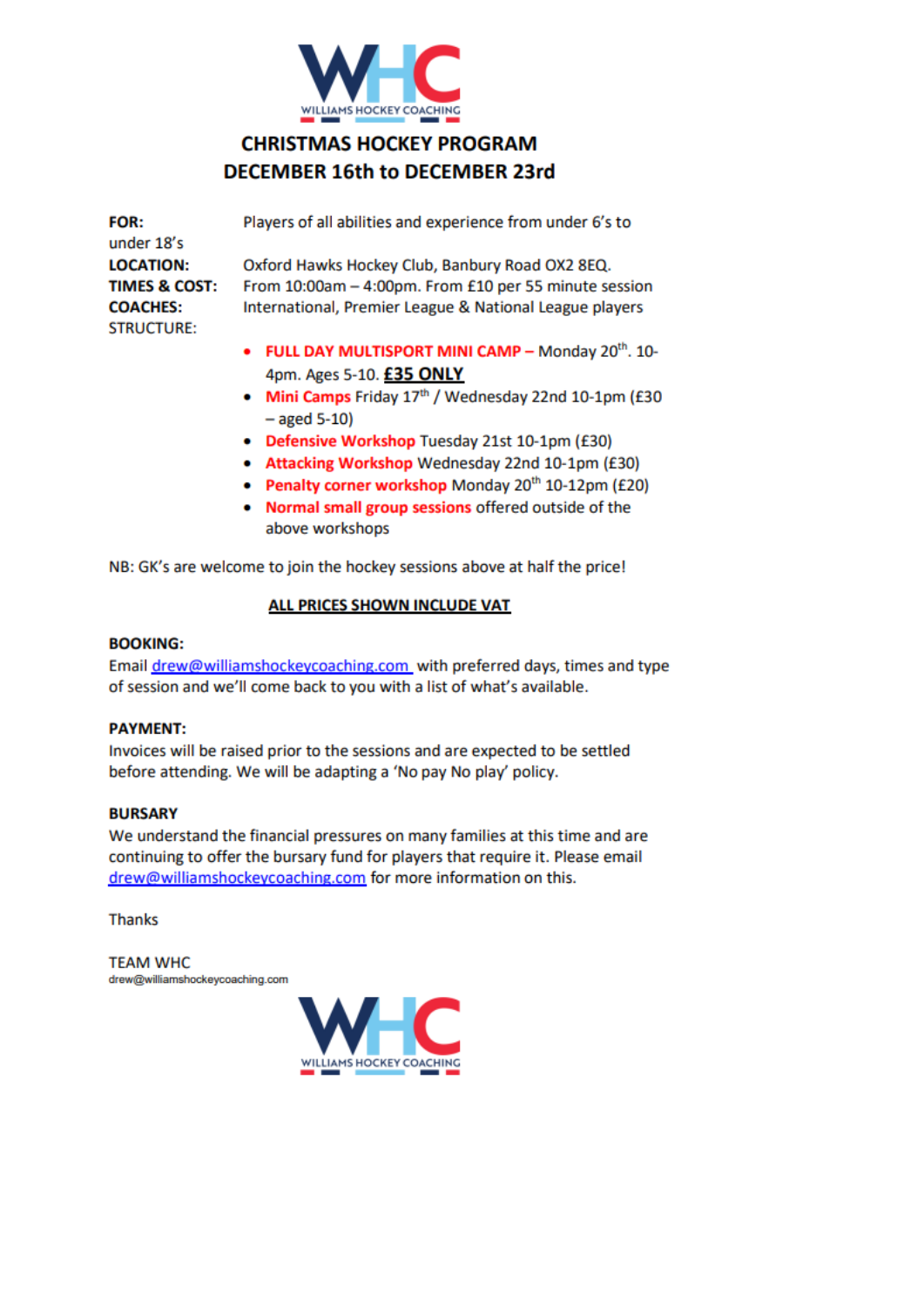WILLIAMS HOCKEY COACHING

## CHRISTMAS HOCKEY PROGRAM
## DECEMBER 16th to DECEMBER 23rd

**FOR:** Players of all abilities and experience from under 6's to under 18's

**LOCATION:** Oxford Hawks Hockey Club, Banbury Road OX2 8EQ.

**TIMES & COST:** From 10:00am – 4:00pm. From £10 per 55 minute session

**COACHES:** International, Premier League & National League players

STRUCTURE:

- **FULL DAY MULTISPORT MINI CAMP –** Monday 20th. 10-4pm. Ages 5-10. **£35 ONLY**
- **Mini Camps** Friday 17th / Wednesday 22nd 10-1pm (£30 – aged 5-10)
- **Defensive Workshop** Tuesday 21st 10-1pm (£30)
- **Attacking Workshop** Wednesday 22nd 10-1pm (£30)
- **Penalty corner workshop** Monday 20th 10-12pm (£20)
- **Normal small group sessions** offered outside of the above workshops

NB: GK's are welcome to join the hockey sessions above at half the price!

**ALL PRICES SHOWN INCLUDE VAT**

**BOOKING:**
Email drew@williamshockeycoaching.com with preferred days, times and type of session and we'll come back to you with a list of what's available.

**PAYMENT:**
Invoices will be raised prior to the sessions and are expected to be settled before attending. We will be adapting a 'No pay No play' policy.

**BURSARY**
We understand the financial pressures on many families at this time and are continuing to offer the bursary fund for players that require it. Please email drew@williamshockeycoaching.com for more information on this.

Thanks

TEAM WHC
drew@williamshockeycoaching.com

WILLIAMS HOCKEY COACHING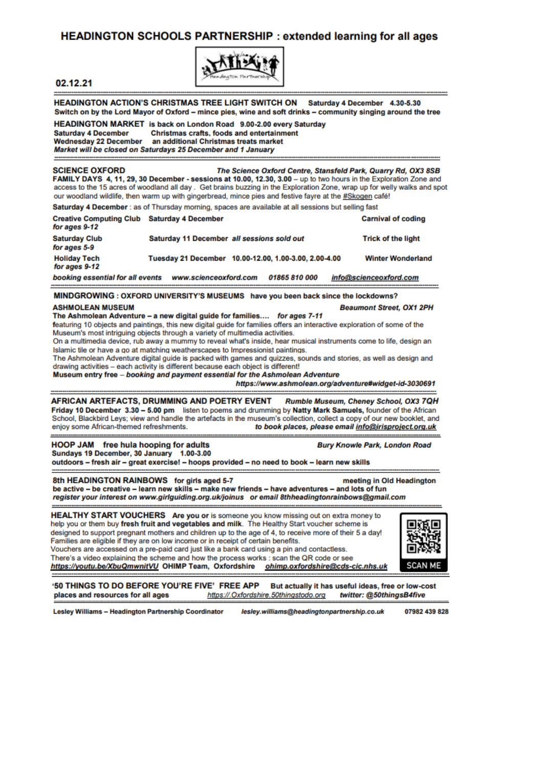# HEADINGTON SCHOOLS PARTNERSHIP : extended learning for all ages

02.12.21

---

**HEADINGTON ACTION'S CHRISTMAS TREE LIGHT SWITCH ON** Saturday 4 December 4.30-5.30
**Switch on by the Lord Mayor of Oxford – mince pies, wine and soft drinks – community singing around the tree**

**HEADINGTON MARKET** is back on London Road 9.00-2.00 every Saturday
**Saturday 4 December** Christmas crafts, foods and entertainment
**Wednesday 22 December** an additional Christmas treats market
***Market will be closed on Saturdays 25 December and 1 January***

---

**SCIENCE OXFORD** *The Science Oxford Centre, Stansfeld Park, Quarry Rd, OX3 8SB*
**FAMILY DAYS 4, 11, 29, 30 December - sessions at 10.00, 12.30, 3.00** – up to two hours in the Exploration Zone and access to the 15 acres of woodland all day. Get brains buzzing in the Exploration Zone, wrap up for welly walks and spot our woodland wildlife, then warm up with gingerbread, mince pies and festive fayre at the #Skogen café!

**Saturday 4 December** : as of Thursday morning, spaces are available at all sessions but selling fast

| | | |
|---|---|---|
| **Creative Computing Club** *for ages 9-12* | **Saturday 4 December** | **Carnival of coding** |
| **Saturday Club** *for ages 5-9* | **Saturday 11 December** ***all sessions sold out*** | **Trick of the light** |
| **Holiday Tech** *for ages 9-12* | **Tuesday 21 December 10.00-12.00, 1.00-3.00, 2.00-4.00** | **Winter Wonderland** |

***booking essential for all events*** ***www.scienceoxford.com*** ***01865 810 000*** ***info@scienceoxford.com***

---

**MINDGROWING : OXFORD UNIVERSITY'S MUSEUMS have you been back since the lockdowns?**

**ASHMOLEAN MUSEUM** *Beaumont Street, OX1 2PH*
**The Ashmolean Adventure – a new digital guide for families....** ***for ages 7-11***
featuring 10 objects and paintings, this new digital guide for families offers an interactive exploration of some of the Museum's most intriguing objects through a variety of multimedia activities.
On a multimedia device, rub away a mummy to reveal what's inside, hear musical instruments come to life, design an Islamic tile or have a go at matching weatherscapes to Impressionist paintings.
The Ashmolean Adventure digital guide is packed with games and quizzes, sounds and stories, as well as design and drawing activities – each activity is different because each object is different!
**Museum entry free** – ***booking and payment essential for the Ashmolean Adventure***
***https://www.ashmolean.org/adventure#widget-id-3030691***

---

**AFRICAN ARTEFACTS, DRUMMING AND POETRY EVENT** ***Rumble Museum, Cheney School, OX3 7QH***
**Friday 10 December 3.30 – 5.00 pm** listen to poems and drumming by **Natty Mark Samuels,** founder of the African School, Blackbird Leys; view and handle the artefacts in the museum's collection, collect a copy of our new booklet, and enjoy some African-themed refreshments. ***to book places, please email info@irisproject.org.uk***

---

**HOOP JAM free hula hooping for adults** ***Bury Knowle Park, London Road***
**Sundays 19 December, 30 January 1.00-3.00**
**outdoors – fresh air – great exercise! – hoops provided – no need to book – learn new skills**

---

**8th HEADINGTON RAINBOWS for girls aged 5-7** **meeting in Old Headington**
**be active – be creative – learn new skills – make new friends – have adventures – and lots of fun**
***register your interest on www.girlguiding.org.uk/joinus or email 8thheadingtonrainbows@gmail.com***

---

**HEALTHY START VOUCHERS Are you or** is someone you know missing out on extra money to help you or them buy **fresh fruit and vegetables and milk**. The Healthy Start voucher scheme is designed to support pregnant mothers and children up to the age of 4, to receive more of their 5 a day! Families are eligible if they are on low income or in receipt of certain benefits.
Vouchers are accessed on a pre-paid card just like a bank card using a pin and contactless.
There's a video explaining the scheme and how the process works : scan the QR code or see
***https://youtu.be/XbuQmwnitVU* OHIMP Team, Oxfordshire *ohimp.oxfordshire@cds-cic.nhs.uk***

SCAN ME

---

**'50 THINGS TO DO BEFORE YOU'RE FIVE' FREE APP But actually it has useful ideas, free or low-cost places and resources for all ages** *https://.Oxfordshire.50thingstodo.org* *twitter: @50thingsB4five*

---

**Lesley Williams – Headington Partnership Coordinator** ***lesley.williams@headingtonpartnership.co.uk*** **07982 439 828**